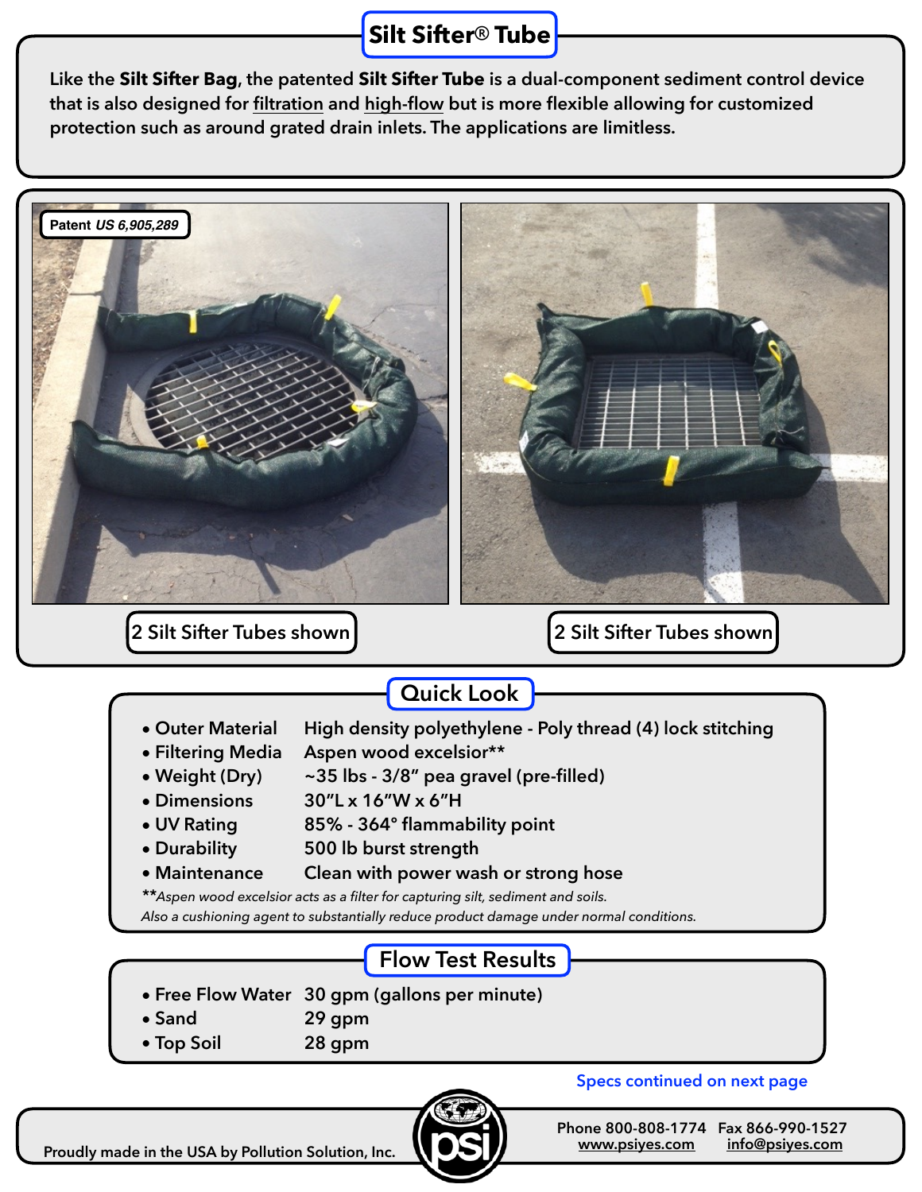# Silt Sifter® Tube

Like the **Silt Sifter Bag**, the patented **Silt Sifter Tube** is a dual-component sediment control device that is also designed for filtration and high-flow but is more flexible allowing for customized protection such as around grated drain inlets. The applications are limitless.

Patent *US 6,905,289*

2 Silt Sifter Tubes shown

2 Silt Sifter Tubes shown

## Quick Look

- Outer Material — High density polyethylene - Poly thread (4) lock stitching
- Filtering Media — Aspen wood excelsior**
- Weight (Dry) — ~35 lbs - 3/8" pea gravel (pre-filled)
- Dimensions — 30"L x 16"W x 6"H
- UV Rating — 85% - 364° flammability point
- Durability — 500 lb burst strength
- Maintenance — Clean with power wash or strong hose

**\*\****Aspen wood excelsior acts as a filter for capturing silt, sediment and soils. Also a cushioning agent to substantially reduce product damage under normal conditions.*

## Flow Test Results

- Free Flow Water — 30 gpm (gallons per minute)
- Sand — 29 gpm
- Top Soil — 28 gpm

Specs continued on next page

Proudly made in the USA by Pollution Solution, Inc.

Phone 800-808-1774 Fax 866-990-1527
www.psiyes.com info@psiyes.com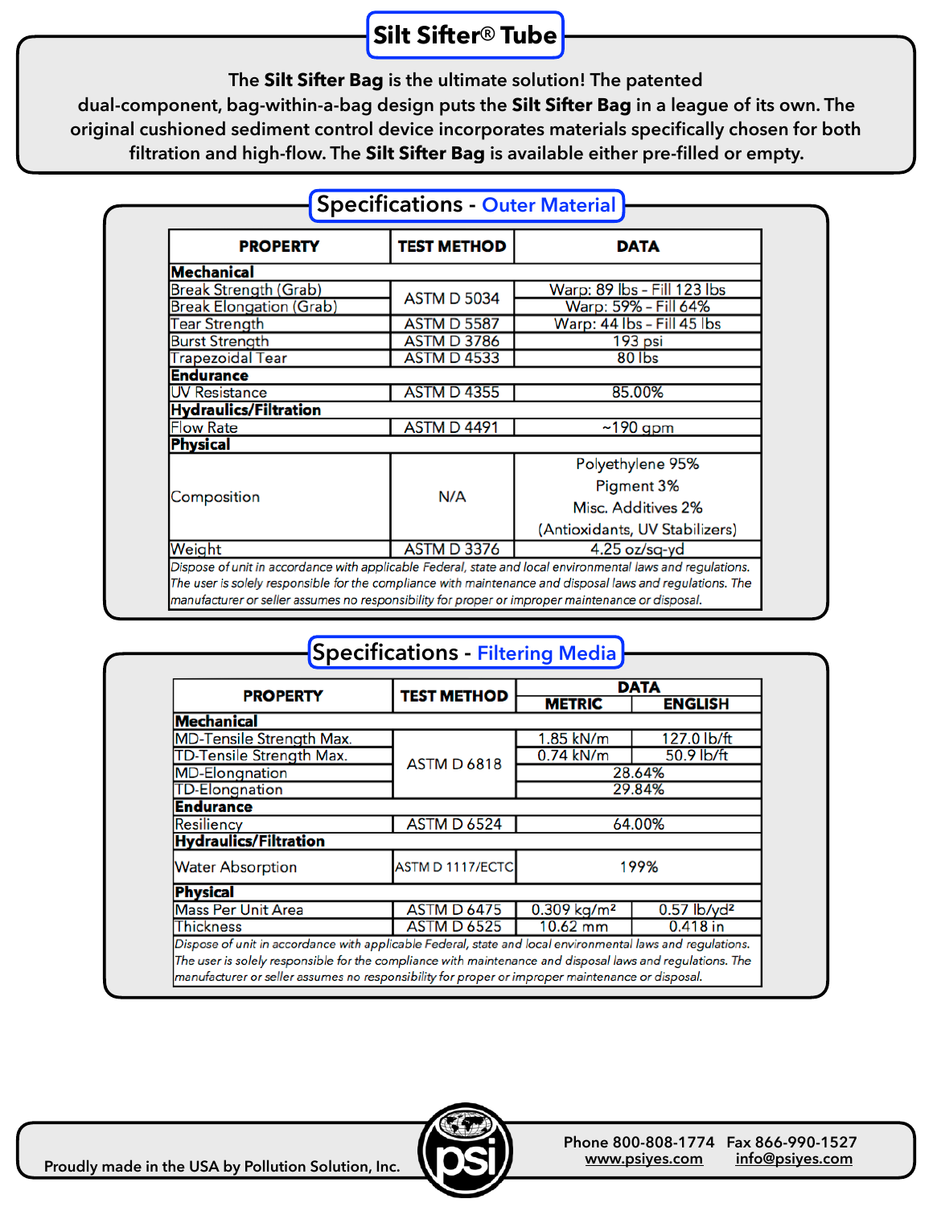# Silt Sifter® Tube

The **Silt Sifter Bag** is the ultimate solution! The patented dual-component, bag-within-a-bag design puts the **Silt Sifter Bag** in a league of its own. The original cushioned sediment control device incorporates materials specifically chosen for both filtration and high-flow. The **Silt Sifter Bag** is available either pre-filled or empty.

## Specifications - Outer Material

| PROPERTY | TEST METHOD | DATA |
|---|---|---|
| **Mechanical** | | |
| Break Strength (Grab) | ASTM D 5034 | Warp: 89 lbs - Fill 123 lbs |
| Break Elongation (Grab) | ASTM D 5034 | Warp: 59% - Fill 64% |
| Tear Strength | ASTM D 5587 | Warp: 44 lbs - Fill 45 lbs |
| Burst Strength | ASTM D 3786 | 193 psi |
| Trapezoidal Tear | ASTM D 4533 | 80 lbs |
| **Endurance** | | |
| UV Resistance | ASTM D 4355 | 85.00% |
| **Hydraulics/Filtration** | | |
| Flow Rate | ASTM D 4491 | ~190 gpm |
| **Physical** | | |
| Composition | N/A | Polyethylene 95%<br>Pigment 3%<br>Misc. Additives 2%<br>(Antioxidants, UV Stabilizers) |
| Weight | ASTM D 3376 | 4.25 oz/sq-yd |

*Dispose of unit in accordance with applicable Federal, state and local environmental laws and regulations. The user is solely responsible for the compliance with maintenance and disposal laws and regulations. The manufacturer or seller assumes no responsibility for proper or improper maintenance or disposal.*

## Specifications - Filtering Media

| PROPERTY | TEST METHOD | DATA | |
|---|---|---|---|
| | | METRIC | ENGLISH |
| **Mechanical** | | | |
| MD-Tensile Strength Max. | ASTM D 6818 | 1.85 kN/m | 127.0 lb/ft |
| TD-Tensile Strength Max. | ASTM D 6818 | 0.74 kN/m | 50.9 lb/ft |
| MD-Elongnation | ASTM D 6818 | 28.64% | |
| TD-Elongnation | ASTM D 6818 | 29.84% | |
| **Endurance** | | | |
| Resiliency | ASTM D 6524 | 64.00% | |
| **Hydraulics/Filtration** | | | |
| Water Absorption | ASTM D 1117/ECTC | 199% | |
| **Physical** | | | |
| Mass Per Unit Area | ASTM D 6475 | 0.309 kg/m² | 0.57 lb/yd² |
| Thickness | ASTM D 6525 | 10.62 mm | 0.418 in |

*Dispose of unit in accordance with applicable Federal, state and local environmental laws and regulations. The user is solely responsible for the compliance with maintenance and disposal laws and regulations. The manufacturer or seller assumes no responsibility for proper or improper maintenance or disposal.*

Proudly made in the USA by Pollution Solution, Inc.

Phone 800-808-1774 Fax 866-990-1527
www.psiyes.com info@psiyes.com